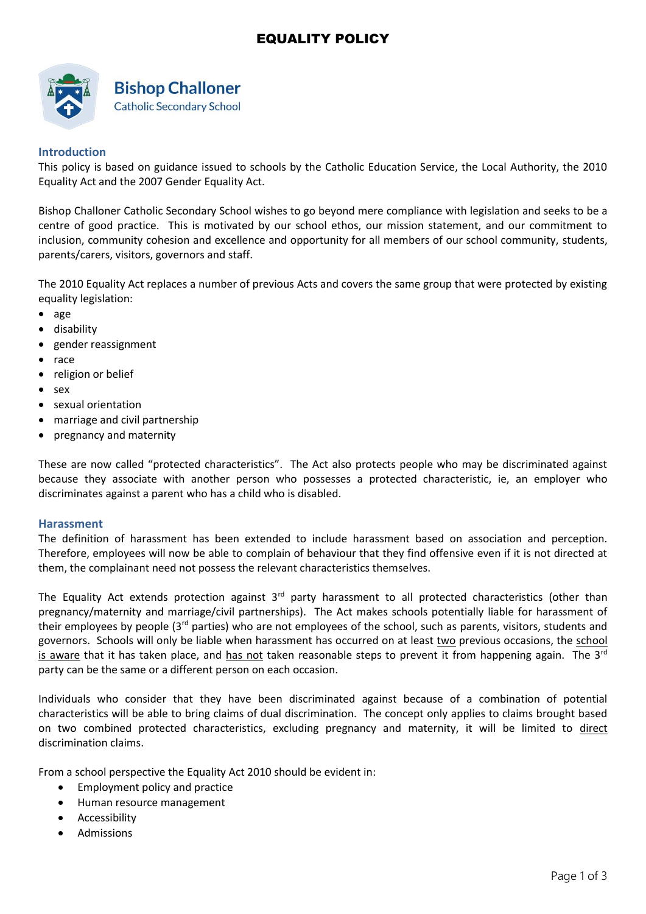# EQUALITY POLICY

**Bishop Challoner**
Catholic Secondary School

## Introduction

This policy is based on guidance issued to schools by the Catholic Education Service, the Local Authority, the 2010 Equality Act and the 2007 Gender Equality Act.

Bishop Challoner Catholic Secondary School wishes to go beyond mere compliance with legislation and seeks to be a centre of good practice. This is motivated by our school ethos, our mission statement, and our commitment to inclusion, community cohesion and excellence and opportunity for all members of our school community, students, parents/carers, visitors, governors and staff.

The 2010 Equality Act replaces a number of previous Acts and covers the same group that were protected by existing equality legislation:

- age
- disability
- gender reassignment
- race
- religion or belief
- sex
- sexual orientation
- marriage and civil partnership
- pregnancy and maternity

These are now called "protected characteristics". The Act also protects people who may be discriminated against because they associate with another person who possesses a protected characteristic, ie, an employer who discriminates against a parent who has a child who is disabled.

## Harassment

The definition of harassment has been extended to include harassment based on association and perception. Therefore, employees will now be able to complain of behaviour that they find offensive even if it is not directed at them, the complainant need not possess the relevant characteristics themselves.

The Equality Act extends protection against 3rd party harassment to all protected characteristics (other than pregnancy/maternity and marriage/civil partnerships). The Act makes schools potentially liable for harassment of their employees by people (3rd parties) who are not employees of the school, such as parents, visitors, students and governors. Schools will only be liable when harassment has occurred on at least <u>two</u> previous occasions, the <u>school is aware</u> that it has taken place, and <u>has not</u> taken reasonable steps to prevent it from happening again. The 3rd party can be the same or a different person on each occasion.

Individuals who consider that they have been discriminated against because of a combination of potential characteristics will be able to bring claims of dual discrimination. The concept only applies to claims brought based on two combined protected characteristics, excluding pregnancy and maternity, it will be limited to <u>direct</u> discrimination claims.

From a school perspective the Equality Act 2010 should be evident in:

- Employment policy and practice
- Human resource management
- Accessibility
- Admissions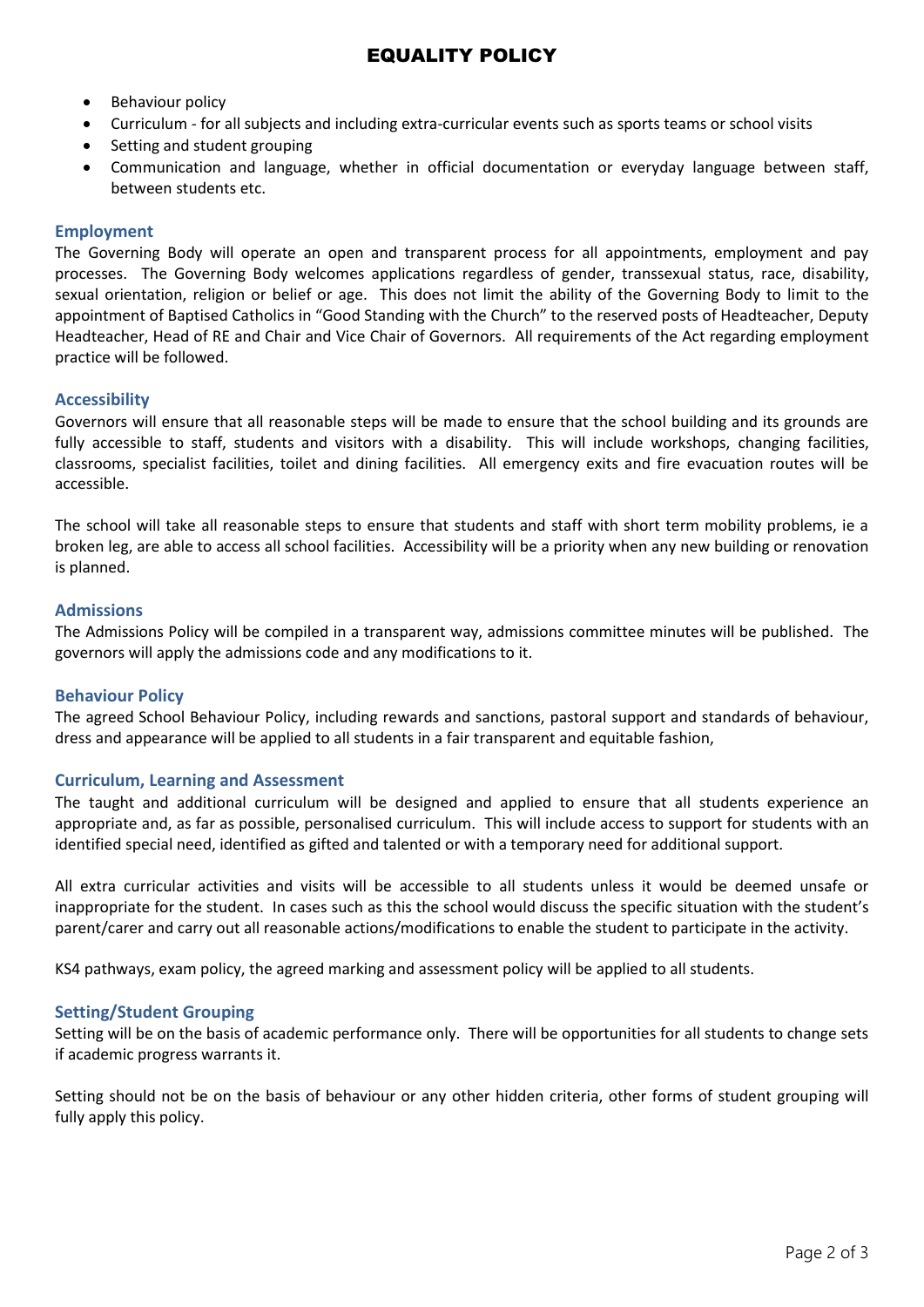- Behaviour policy
- Curriculum - for all subjects and including extra-curricular events such as sports teams or school visits
- Setting and student grouping
- Communication and language, whether in official documentation or everyday language between staff, between students etc.

## Employment

The Governing Body will operate an open and transparent process for all appointments, employment and pay processes. The Governing Body welcomes applications regardless of gender, transsexual status, race, disability, sexual orientation, religion or belief or age. This does not limit the ability of the Governing Body to limit to the appointment of Baptised Catholics in "Good Standing with the Church" to the reserved posts of Headteacher, Deputy Headteacher, Head of RE and Chair and Vice Chair of Governors. All requirements of the Act regarding employment practice will be followed.

## Accessibility

Governors will ensure that all reasonable steps will be made to ensure that the school building and its grounds are fully accessible to staff, students and visitors with a disability. This will include workshops, changing facilities, classrooms, specialist facilities, toilet and dining facilities. All emergency exits and fire evacuation routes will be accessible.

The school will take all reasonable steps to ensure that students and staff with short term mobility problems, ie a broken leg, are able to access all school facilities. Accessibility will be a priority when any new building or renovation is planned.

## Admissions

The Admissions Policy will be compiled in a transparent way, admissions committee minutes will be published. The governors will apply the admissions code and any modifications to it.

## Behaviour Policy

The agreed School Behaviour Policy, including rewards and sanctions, pastoral support and standards of behaviour, dress and appearance will be applied to all students in a fair transparent and equitable fashion,

## Curriculum, Learning and Assessment

The taught and additional curriculum will be designed and applied to ensure that all students experience an appropriate and, as far as possible, personalised curriculum. This will include access to support for students with an identified special need, identified as gifted and talented or with a temporary need for additional support.

All extra curricular activities and visits will be accessible to all students unless it would be deemed unsafe or inappropriate for the student. In cases such as this the school would discuss the specific situation with the student's parent/carer and carry out all reasonable actions/modifications to enable the student to participate in the activity.

KS4 pathways, exam policy, the agreed marking and assessment policy will be applied to all students.

## Setting/Student Grouping

Setting will be on the basis of academic performance only. There will be opportunities for all students to change sets if academic progress warrants it.

Setting should not be on the basis of behaviour or any other hidden criteria, other forms of student grouping will fully apply this policy.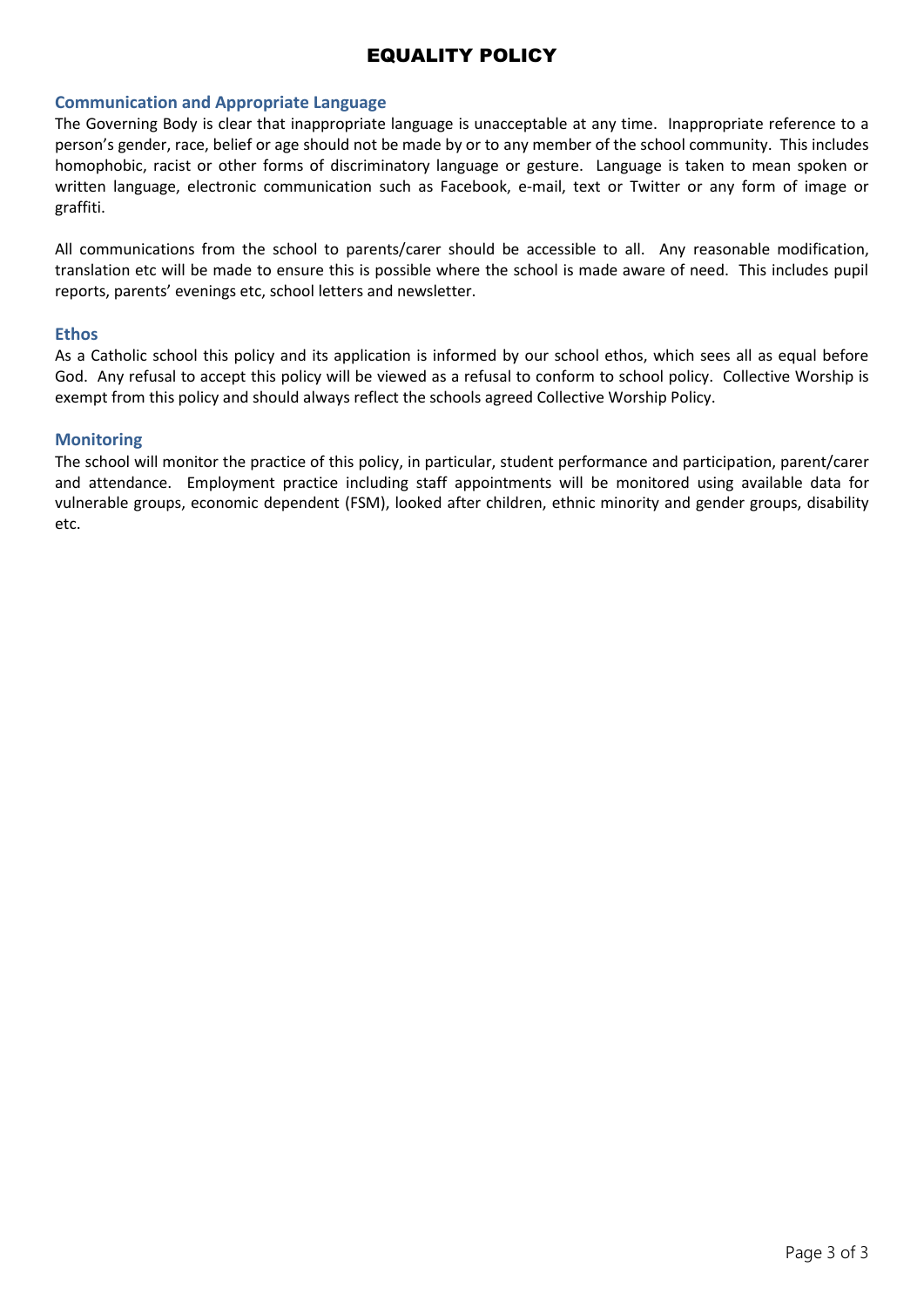# EQUALITY POLICY

## Communication and Appropriate Language

The Governing Body is clear that inappropriate language is unacceptable at any time. Inappropriate reference to a person's gender, race, belief or age should not be made by or to any member of the school community. This includes homophobic, racist or other forms of discriminatory language or gesture. Language is taken to mean spoken or written language, electronic communication such as Facebook, e-mail, text or Twitter or any form of image or graffiti.

All communications from the school to parents/carer should be accessible to all. Any reasonable modification, translation etc will be made to ensure this is possible where the school is made aware of need. This includes pupil reports, parents' evenings etc, school letters and newsletter.

## Ethos

As a Catholic school this policy and its application is informed by our school ethos, which sees all as equal before God. Any refusal to accept this policy will be viewed as a refusal to conform to school policy. Collective Worship is exempt from this policy and should always reflect the schools agreed Collective Worship Policy.

## Monitoring

The school will monitor the practice of this policy, in particular, student performance and participation, parent/carer and attendance. Employment practice including staff appointments will be monitored using available data for vulnerable groups, economic dependent (FSM), looked after children, ethnic minority and gender groups, disability etc.